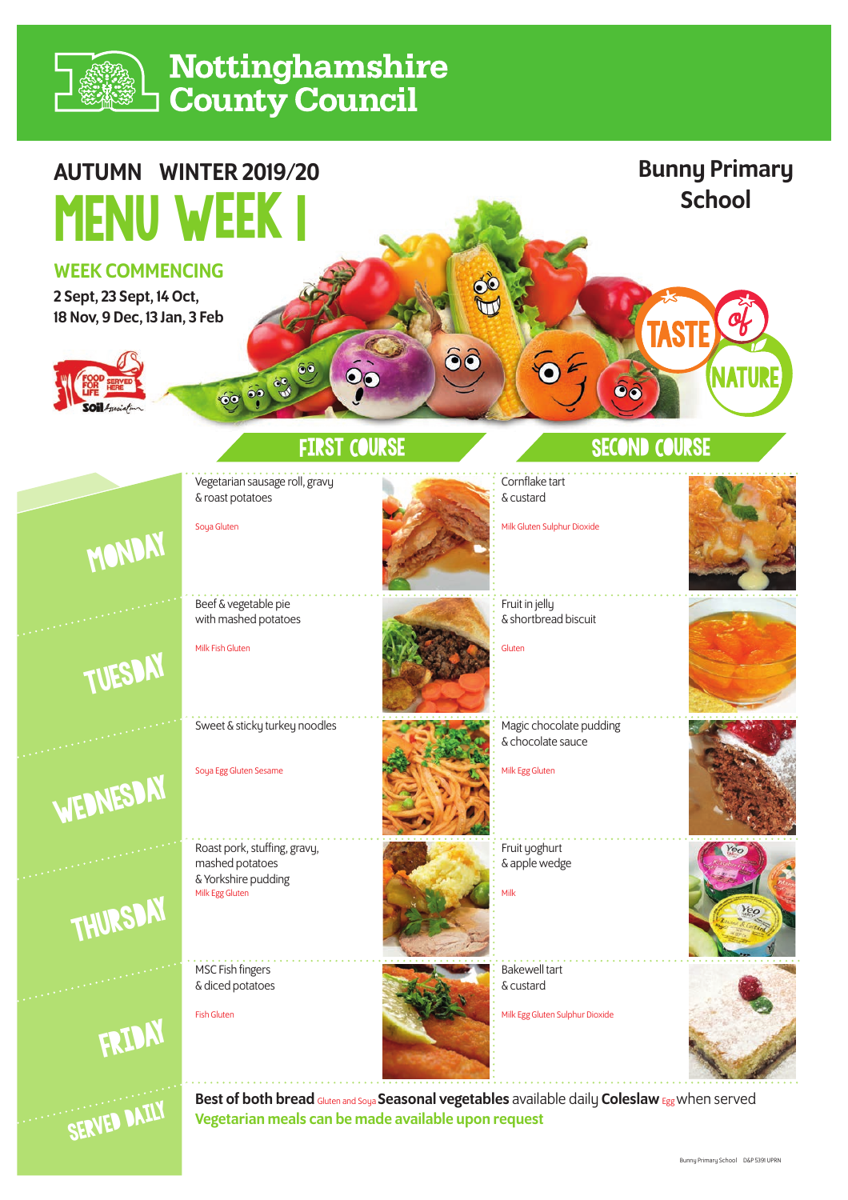# Nottinghamshire County Council

## AUTUMN WINTER 2019/20

# MENU WEEK 1

**Bunny Primary School**

**WEEK COMMENCING**

**2 Sept, 23 Sept, 14 Oct, 18 Nov, 9 Dec, 13 Jan, 3 Feb**

FOOD FOR LIFE SERVED HERE Soil Association

TASTE of NATURE

| | FIRST COURSE | SECOND COURSE |
|---|---|---|
| MONDAY | Vegetarian sausage roll, gravy & roast potatoes<br>Soya Gluten | Cornflake tart & custard<br>Milk Gluten Sulphur Dioxide |
| TUESDAY | Beef & vegetable pie with mashed potatoes<br>Milk Fish Gluten | Fruit in jelly & shortbread biscuit<br>Gluten |
| WEDNESDAY | Sweet & sticky turkey noodles<br>Soya Egg Gluten Sesame | Magic chocolate pudding & chocolate sauce<br>Milk Egg Gluten |
| THURSDAY | Roast pork, stuffing, gravy, mashed potatoes & Yorkshire pudding<br>Milk Egg Gluten | Fruit yoghurt & apple wedge<br>Milk |
| FRIDAY | MSC Fish fingers & diced potatoes<br>Fish Gluten | Bakewell tart & custard<br>Milk Egg Gluten Sulphur Dioxide |

**SERVED DAILY**

**Best of both bread** Gluten and Soya **Seasonal vegetables** available daily **Coleslaw** Egg when served

**Vegetarian meals can be made available upon request**

Bunny Primary School D&P 5391 UPRN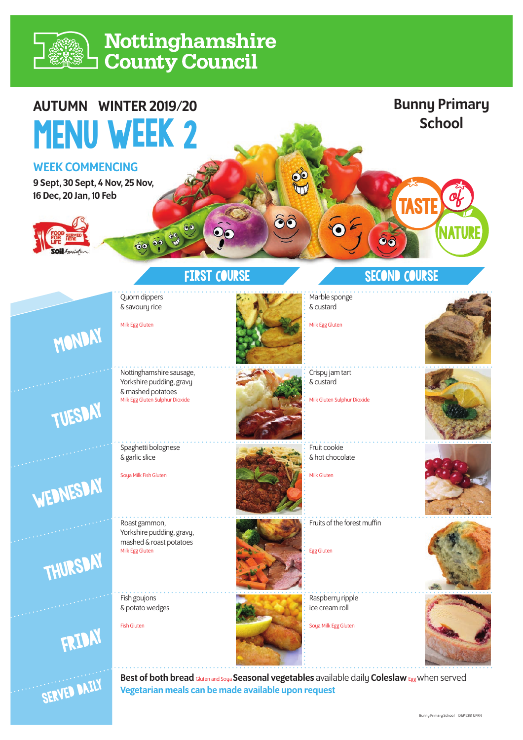Nottinghamshire County Council

## AUTUMN WINTER 2019/20

# MENU WEEK 2

**Bunny Primary School**

### WEEK COMMENCING

**9 Sept, 30 Sept, 4 Nov, 25 Nov, 16 Dec, 20 Jan, 10 Feb**

TASTE of NATURE

| | FIRST COURSE | SECOND COURSE |
|---|---|---|
| MONDAY | Quorn dippers & savoury rice<br>Milk Egg Gluten | Marble sponge & custard<br>Milk Egg Gluten |
| TUESDAY | Nottinghamshire sausage, Yorkshire pudding, gravy & mashed potatoes<br>Milk Egg Gluten Sulphur Dioxide | Crispy jam tart & custard<br>Milk Gluten Sulphur Dioxide |
| WEDNESDAY | Spaghetti bolognese & garlic slice<br>Soya Milk Fish Gluten | Fruit cookie & hot chocolate<br>Milk Gluten |
| THURSDAY | Roast gammon, Yorkshire pudding, gravy, mashed & roast potatoes<br>Milk Egg Gluten | Fruits of the forest muffin<br>Egg Gluten |
| FRIDAY | Fish goujons & potato wedges<br>Fish Gluten | Raspberry ripple ice cream roll<br>Soya Milk Egg Gluten |

SERVED DAILY

**Best of both bread** Gluten and Soya **Seasonal vegetables** available daily **Coleslaw** Egg when served

**Vegetarian meals can be made available upon request**

Bunny Primary School D&P 5391 UPRN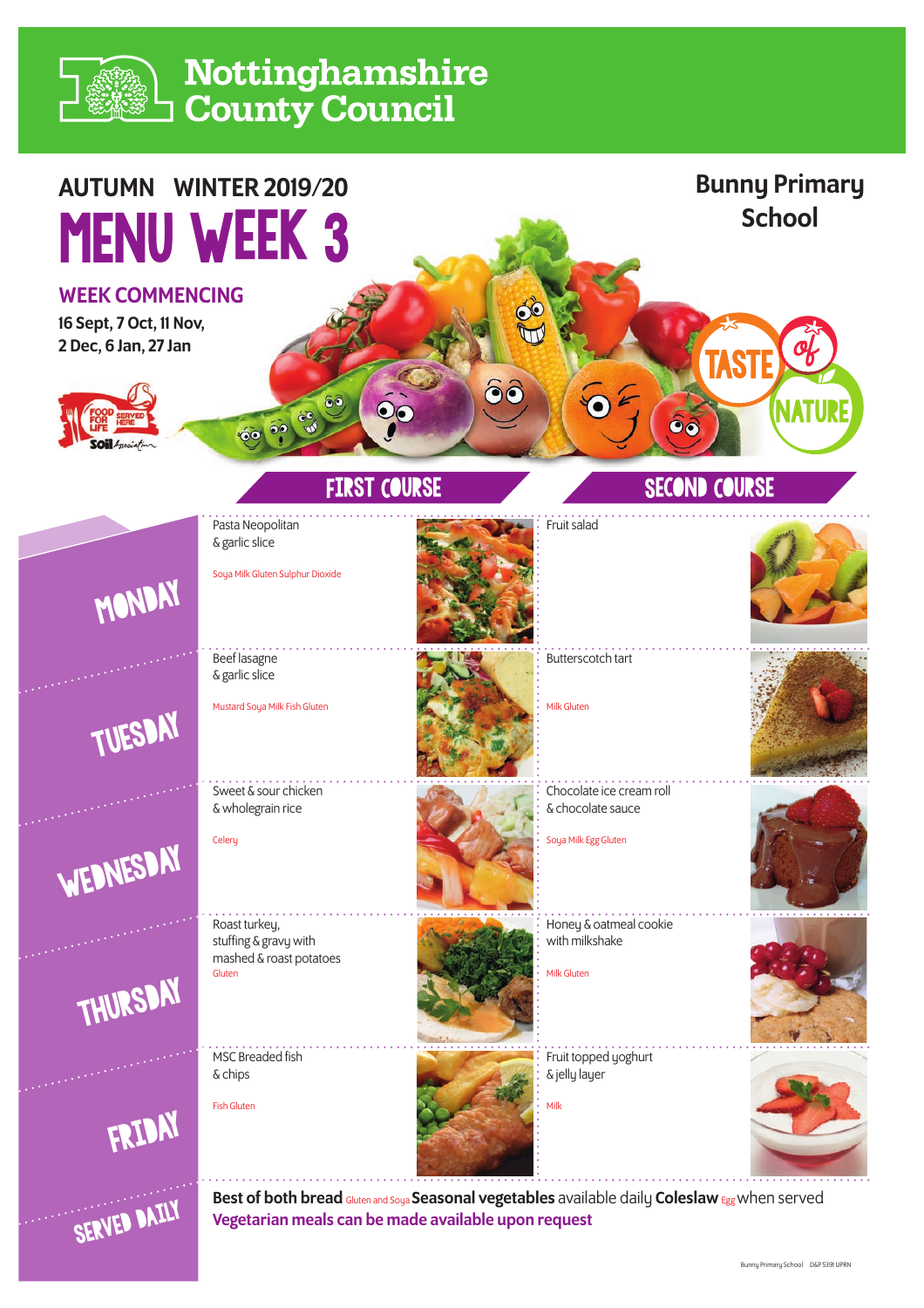Nottinghamshire County Council

# AUTUMN WINTER 2019/20

# MENU WEEK 3

**Bunny Primary School**

## WEEK COMMENCING

**16 Sept, 7 Oct, 11 Nov, 2 Dec, 6 Jan, 27 Jan**

FOOD FOR LIFE SERVED HERE Soil Association

TASTE of NATURE

| | FIRST COURSE | SECOND COURSE |
|---|---|---|
| MONDAY | Pasta Neopolitan & garlic slice<br>Soya Milk Gluten Sulphur Dioxide | Fruit salad |
| TUESDAY | Beef lasagne & garlic slice<br>Mustard Soya Milk Fish Gluten | Butterscotch tart<br>Milk Gluten |
| WEDNESDAY | Sweet & sour chicken & wholegrain rice<br>Celery | Chocolate ice cream roll & chocolate sauce<br>Soya Milk Egg Gluten |
| THURSDAY | Roast turkey, stuffing & gravy with mashed & roast potatoes<br>Gluten | Honey & oatmeal cookie with milkshake<br>Milk Gluten |
| FRIDAY | MSC Breaded fish & chips<br>Fish Gluten | Fruit topped yoghurt & jelly layer<br>Milk |
| SERVED DAILY | **Best of both bread** Gluten and Soya **Seasonal vegetables** available daily **Coleslaw** Egg when served<br>**Vegetarian meals can be made available upon request** | |

Bunny Primary School D&P 5391 UPRN